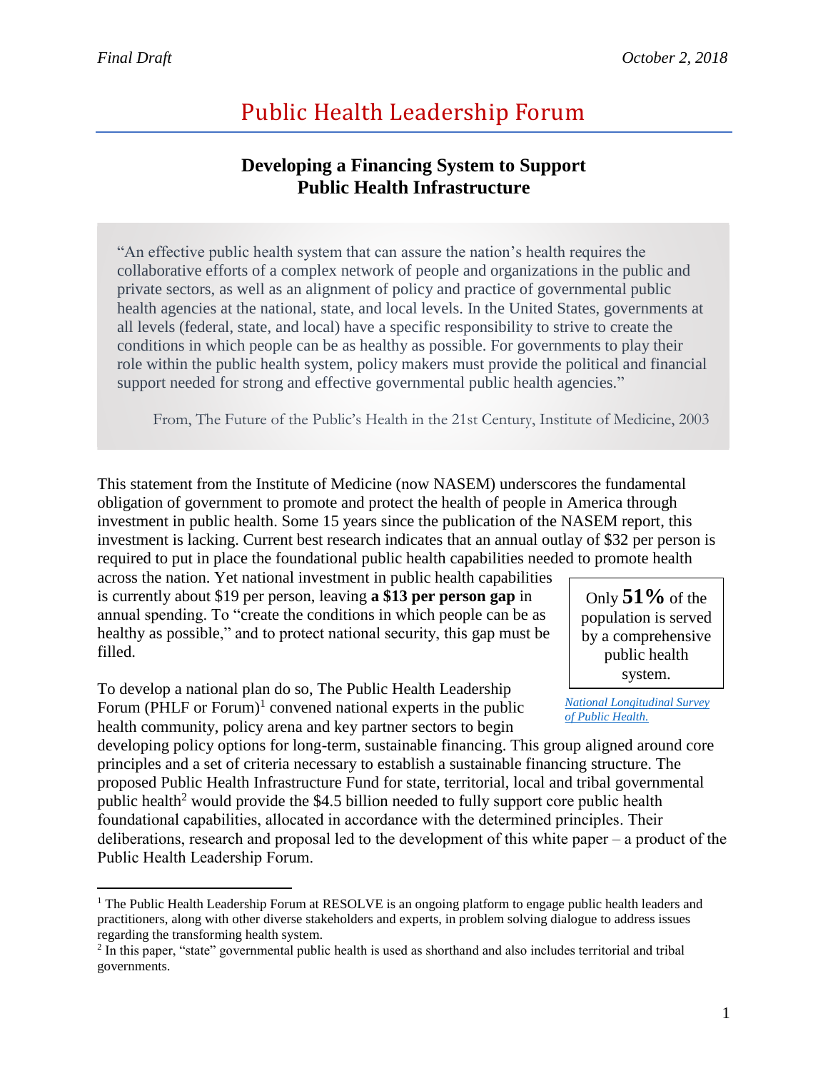*Final Draft* *October 2, 2018*

# Public Health Leadership Forum

## Developing a Financing System to Support Public Health Infrastructure

> "An effective public health system that can assure the nation's health requires the collaborative efforts of a complex network of people and organizations in the public and private sectors, as well as an alignment of policy and practice of governmental public health agencies at the national, state, and local levels. In the United States, governments at all levels (federal, state, and local) have a specific responsibility to strive to create the conditions in which people can be as healthy as possible. For governments to play their role within the public health system, policy makers must provide the political and financial support needed for strong and effective governmental public health agencies."
>
> From, The Future of the Public's Health in the 21st Century, Institute of Medicine, 2003

This statement from the Institute of Medicine (now NASEM) underscores the fundamental obligation of government to promote and protect the health of people in America through investment in public health. Some 15 years since the publication of the NASEM report, this investment is lacking. Current best research indicates that an annual outlay of $32 per person is required to put in place the foundational public health capabilities needed to promote health across the nation. Yet national investment in public health capabilities is currently about $19 per person, leaving **a $13 per person gap** in annual spending. To "create the conditions in which people can be as healthy as possible," and to protect national security, this gap must be filled.

> Only **51%** of the population is served by a comprehensive public health system.
>
> *National Longitudinal Survey of Public Health.*

To develop a national plan do so, The Public Health Leadership Forum (PHLF or Forum)[1] convened national experts in the public health community, policy arena and key partner sectors to begin developing policy options for long-term, sustainable financing. This group aligned around core principles and a set of criteria necessary to establish a sustainable financing structure. The proposed Public Health Infrastructure Fund for state, territorial, local and tribal governmental public health[2] would provide the $4.5 billion needed to fully support core public health foundational capabilities, allocated in accordance with the determined principles. Their deliberations, research and proposal led to the development of this white paper – a product of the Public Health Leadership Forum.

---

[1] The Public Health Leadership Forum at RESOLVE is an ongoing platform to engage public health leaders and practitioners, along with other diverse stakeholders and experts, in problem solving dialogue to address issues regarding the transforming health system.

[2] In this paper, "state" governmental public health is used as shorthand and also includes territorial and tribal governments.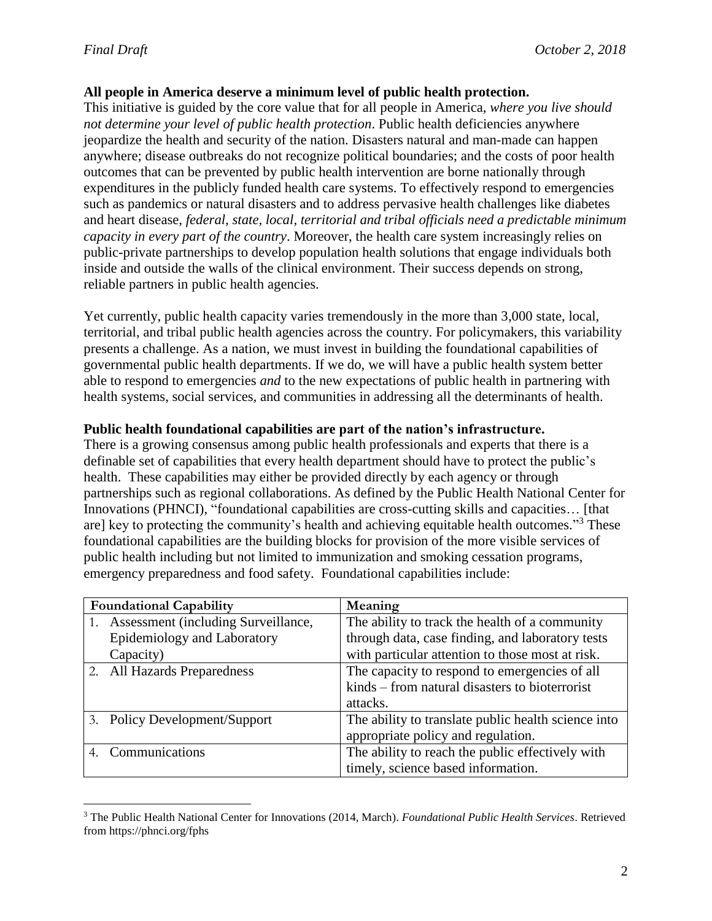**All people in America deserve a minimum level of public health protection.**

This initiative is guided by the core value that for all people in America, *where you live should not determine your level of public health protection*. Public health deficiencies anywhere jeopardize the health and security of the nation. Disasters natural and man-made can happen anywhere; disease outbreaks do not recognize political boundaries; and the costs of poor health outcomes that can be prevented by public health intervention are borne nationally through expenditures in the publicly funded health care systems. To effectively respond to emergencies such as pandemics or natural disasters and to address pervasive health challenges like diabetes and heart disease, *federal, state, local, territorial and tribal officials need a predictable minimum capacity in every part of the country*. Moreover, the health care system increasingly relies on public-private partnerships to develop population health solutions that engage individuals both inside and outside the walls of the clinical environment. Their success depends on strong, reliable partners in public health agencies.

Yet currently, public health capacity varies tremendously in the more than 3,000 state, local, territorial, and tribal public health agencies across the country. For policymakers, this variability presents a challenge. As a nation, we must invest in building the foundational capabilities of governmental public health departments. If we do, we will have a public health system better able to respond to emergencies *and* to the new expectations of public health in partnering with health systems, social services, and communities in addressing all the determinants of health.

**Public health foundational capabilities are part of the nation's infrastructure.**

There is a growing consensus among public health professionals and experts that there is a definable set of capabilities that every health department should have to protect the public's health. These capabilities may either be provided directly by each agency or through partnerships such as regional collaborations. As defined by the Public Health National Center for Innovations (PHNCI), "foundational capabilities are cross-cutting skills and capacities… [that are] key to protecting the community's health and achieving equitable health outcomes."[3] These foundational capabilities are the building blocks for provision of the more visible services of public health including but not limited to immunization and smoking cessation programs, emergency preparedness and food safety. Foundational capabilities include:

| Foundational Capability | Meaning |
|---|---|
| 1. Assessment (including Surveillance, Epidemiology and Laboratory Capacity) | The ability to track the health of a community through data, case finding, and laboratory tests with particular attention to those most at risk. |
| 2. All Hazards Preparedness | The capacity to respond to emergencies of all kinds – from natural disasters to bioterrorist attacks. |
| 3. Policy Development/Support | The ability to translate public health science into appropriate policy and regulation. |
| 4. Communications | The ability to reach the public effectively with timely, science based information. |

[3] The Public Health National Center for Innovations (2014, March). *Foundational Public Health Services*. Retrieved from https://phnci.org/fphs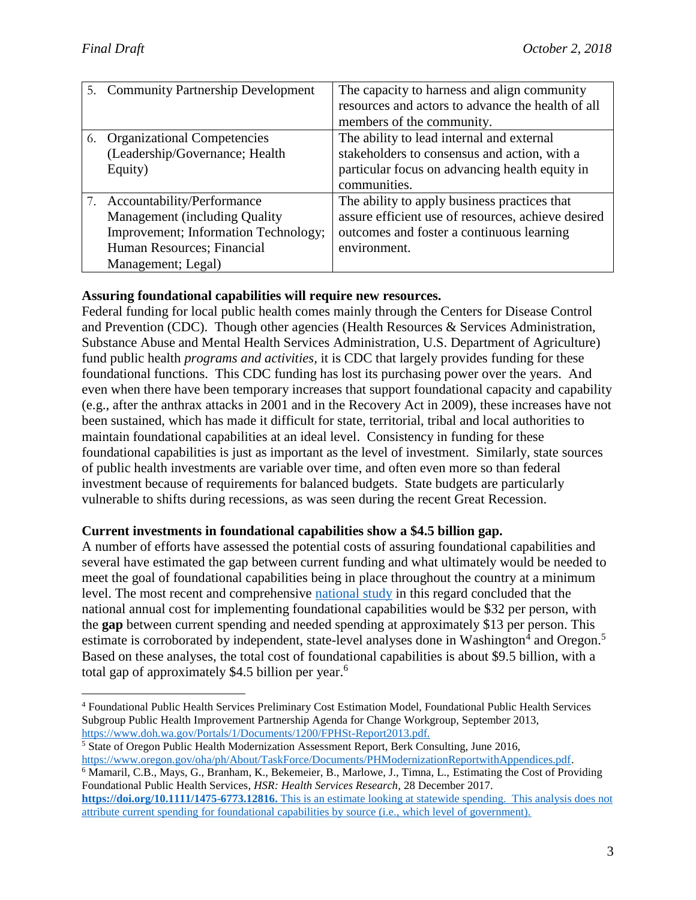| 5. Community Partnership Development | The capacity to harness and align community resources and actors to advance the health of all members of the community. |
|---|---|
| 6. Organizational Competencies (Leadership/Governance; Health Equity) | The ability to lead internal and external stakeholders to consensus and action, with a particular focus on advancing health equity in communities. |
| 7. Accountability/Performance Management (including Quality Improvement; Information Technology; Human Resources; Financial Management; Legal) | The ability to apply business practices that assure efficient use of resources, achieve desired outcomes and foster a continuous learning environment. |

**Assuring foundational capabilities will require new resources.**

Federal funding for local public health comes mainly through the Centers for Disease Control and Prevention (CDC). Though other agencies (Health Resources & Services Administration, Substance Abuse and Mental Health Services Administration, U.S. Department of Agriculture) fund public health *programs and activities*, it is CDC that largely provides funding for these foundational functions. This CDC funding has lost its purchasing power over the years. And even when there have been temporary increases that support foundational capacity and capability (e.g., after the anthrax attacks in 2001 and in the Recovery Act in 2009), these increases have not been sustained, which has made it difficult for state, territorial, tribal and local authorities to maintain foundational capabilities at an ideal level. Consistency in funding for these foundational capabilities is just as important as the level of investment. Similarly, state sources of public health investments are variable over time, and often even more so than federal investment because of requirements for balanced budgets. State budgets are particularly vulnerable to shifts during recessions, as was seen during the recent Great Recession.

**Current investments in foundational capabilities show a $4.5 billion gap.**

A number of efforts have assessed the potential costs of assuring foundational capabilities and several have estimated the gap between current funding and what ultimately would be needed to meet the goal of foundational capabilities being in place throughout the country at a minimum level. The most recent and comprehensive national study in this regard concluded that the national annual cost for implementing foundational capabilities would be $32 per person, with the **gap** between current spending and needed spending at approximately $13 per person. This estimate is corroborated by independent, state-level analyses done in Washington[4] and Oregon.[5] Based on these analyses, the total cost of foundational capabilities is about $9.5 billion, with a total gap of approximately $4.5 billion per year.[6]

[4] Foundational Public Health Services Preliminary Cost Estimation Model, Foundational Public Health Services Subgroup Public Health Improvement Partnership Agenda for Change Workgroup, September 2013, https://www.doh.wa.gov/Portals/1/Documents/1200/FPHSt-Report2013.pdf.

[5] State of Oregon Public Health Modernization Assessment Report, Berk Consulting, June 2016, https://www.oregon.gov/oha/ph/About/TaskForce/Documents/PHModernizationReportwithAppendices.pdf.

[6] Mamaril, C.B., Mays, G., Branham, K., Bekemeier, B., Marlowe, J., Timna, L., Estimating the Cost of Providing Foundational Public Health Services, *HSR: Health Services Research,* 28 December 2017. **https://doi.org/10.1111/1475-6773.12816.** This is an estimate looking at statewide spending. This analysis does not attribute current spending for foundational capabilities by source (i.e., which level of government).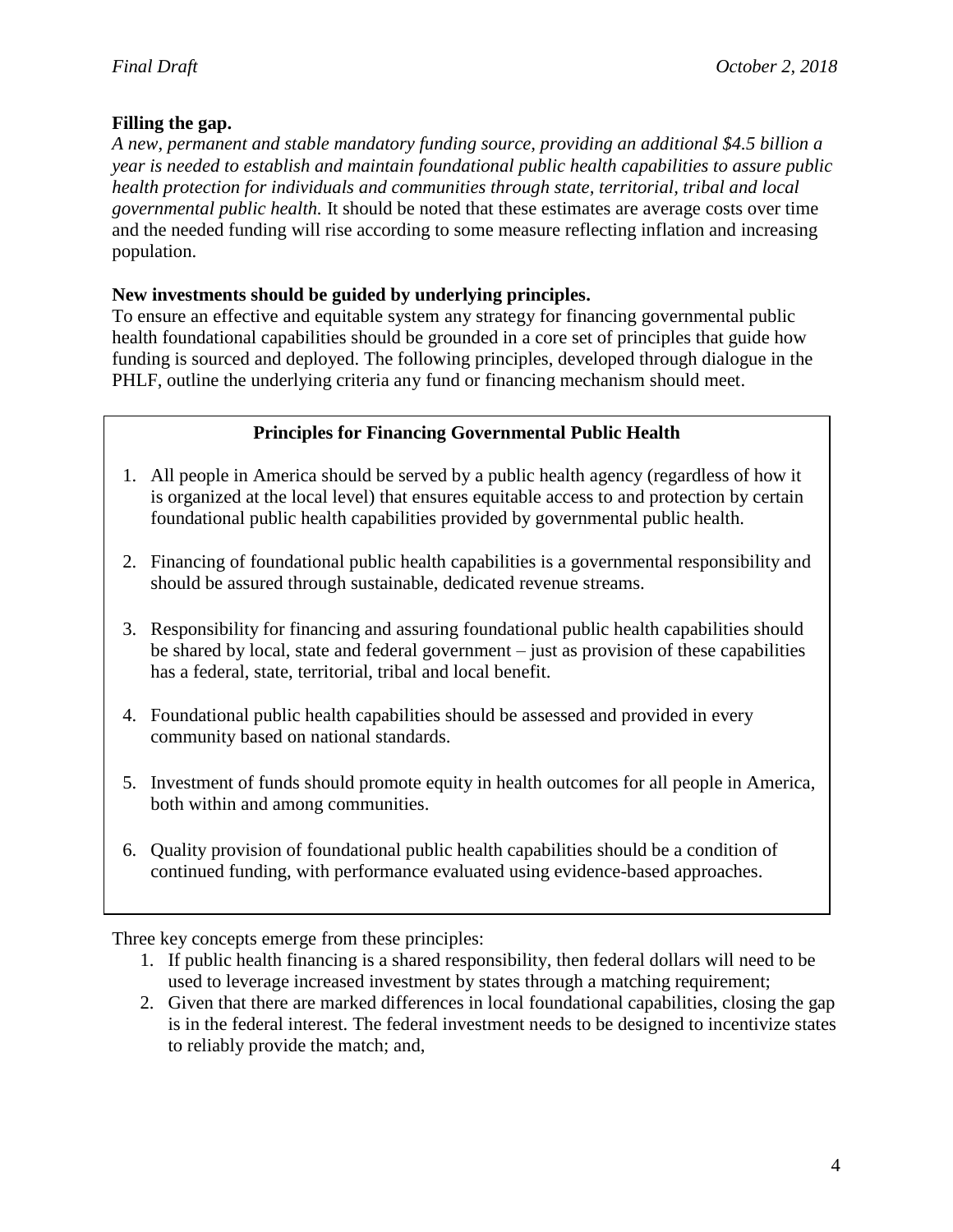**Filling the gap.**

*A new, permanent and stable mandatory funding source, providing an additional $4.5 billion a year is needed to establish and maintain foundational public health capabilities to assure public health protection for individuals and communities through state, territorial, tribal and local governmental public health.* It should be noted that these estimates are average costs over time and the needed funding will rise according to some measure reflecting inflation and increasing population.

**New investments should be guided by underlying principles.**

To ensure an effective and equitable system any strategy for financing governmental public health foundational capabilities should be grounded in a core set of principles that guide how funding is sourced and deployed. The following principles, developed through dialogue in the PHLF, outline the underlying criteria any fund or financing mechanism should meet.

**Principles for Financing Governmental Public Health**

1. All people in America should be served by a public health agency (regardless of how it is organized at the local level) that ensures equitable access to and protection by certain foundational public health capabilities provided by governmental public health.
2. Financing of foundational public health capabilities is a governmental responsibility and should be assured through sustainable, dedicated revenue streams.
3. Responsibility for financing and assuring foundational public health capabilities should be shared by local, state and federal government – just as provision of these capabilities has a federal, state, territorial, tribal and local benefit.
4. Foundational public health capabilities should be assessed and provided in every community based on national standards.
5. Investment of funds should promote equity in health outcomes for all people in America, both within and among communities.
6. Quality provision of foundational public health capabilities should be a condition of continued funding, with performance evaluated using evidence-based approaches.

Three key concepts emerge from these principles:

1. If public health financing is a shared responsibility, then federal dollars will need to be used to leverage increased investment by states through a matching requirement;
2. Given that there are marked differences in local foundational capabilities, closing the gap is in the federal interest. The federal investment needs to be designed to incentivize states to reliably provide the match; and,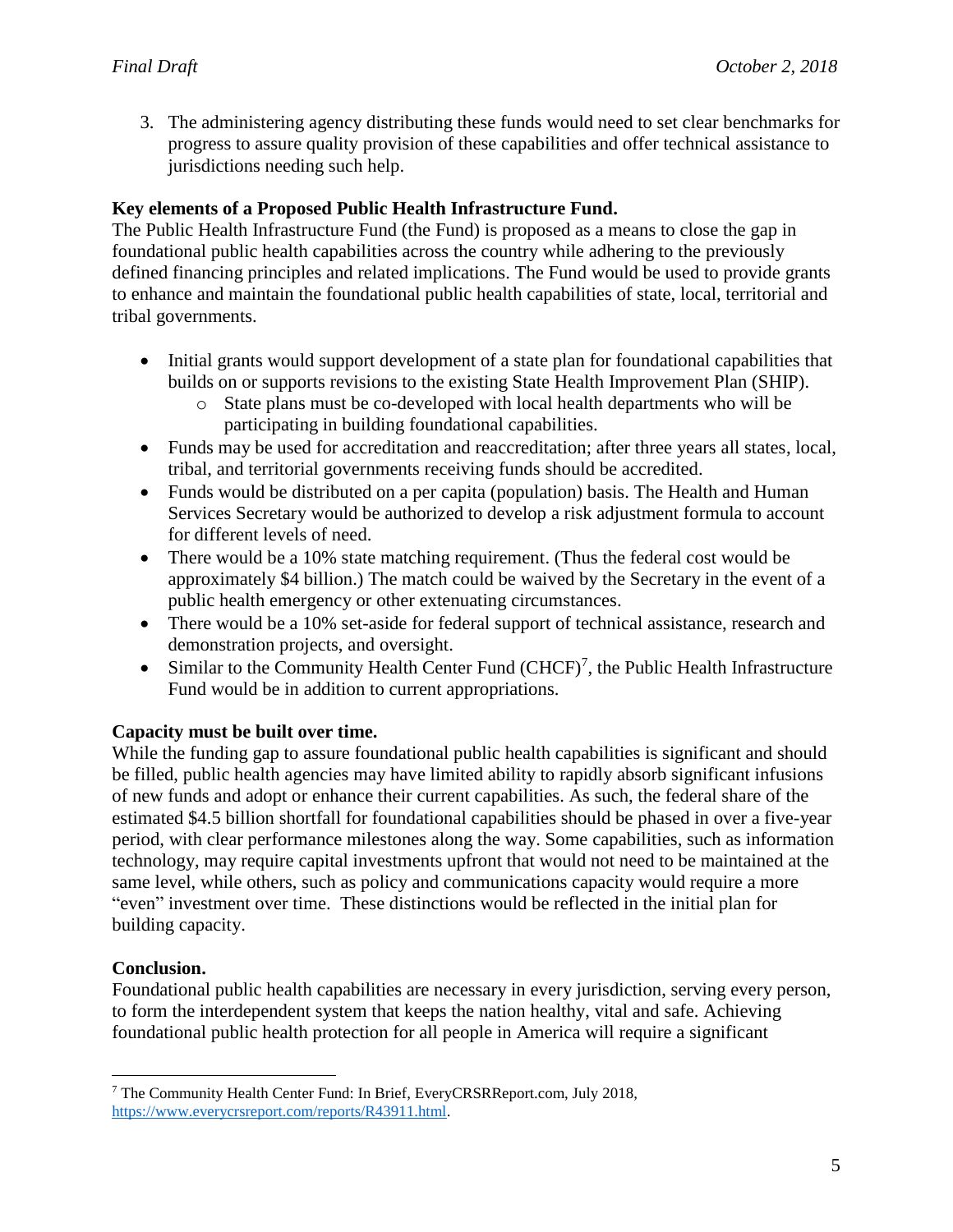3. The administering agency distributing these funds would need to set clear benchmarks for progress to assure quality provision of these capabilities and offer technical assistance to jurisdictions needing such help.

**Key elements of a Proposed Public Health Infrastructure Fund.**

The Public Health Infrastructure Fund (the Fund) is proposed as a means to close the gap in foundational public health capabilities across the country while adhering to the previously defined financing principles and related implications. The Fund would be used to provide grants to enhance and maintain the foundational public health capabilities of state, local, territorial and tribal governments.

- Initial grants would support development of a state plan for foundational capabilities that builds on or supports revisions to the existing State Health Improvement Plan (SHIP).
    - State plans must be co-developed with local health departments who will be participating in building foundational capabilities.
- Funds may be used for accreditation and reaccreditation; after three years all states, local, tribal, and territorial governments receiving funds should be accredited.
- Funds would be distributed on a per capita (population) basis. The Health and Human Services Secretary would be authorized to develop a risk adjustment formula to account for different levels of need.
- There would be a 10% state matching requirement. (Thus the federal cost would be approximately $4 billion.) The match could be waived by the Secretary in the event of a public health emergency or other extenuating circumstances.
- There would be a 10% set-aside for federal support of technical assistance, research and demonstration projects, and oversight.
- Similar to the Community Health Center Fund (CHCF)[7], the Public Health Infrastructure Fund would be in addition to current appropriations.

**Capacity must be built over time.**

While the funding gap to assure foundational public health capabilities is significant and should be filled, public health agencies may have limited ability to rapidly absorb significant infusions of new funds and adopt or enhance their current capabilities. As such, the federal share of the estimated $4.5 billion shortfall for foundational capabilities should be phased in over a five-year period, with clear performance milestones along the way. Some capabilities, such as information technology, may require capital investments upfront that would not need to be maintained at the same level, while others, such as policy and communications capacity would require a more "even" investment over time. These distinctions would be reflected in the initial plan for building capacity.

**Conclusion.**

Foundational public health capabilities are necessary in every jurisdiction, serving every person, to form the interdependent system that keeps the nation healthy, vital and safe. Achieving foundational public health protection for all people in America will require a significant

---

[7] The Community Health Center Fund: In Brief, EveryCRSRReport.com, July 2018, https://www.everycrsreport.com/reports/R43911.html.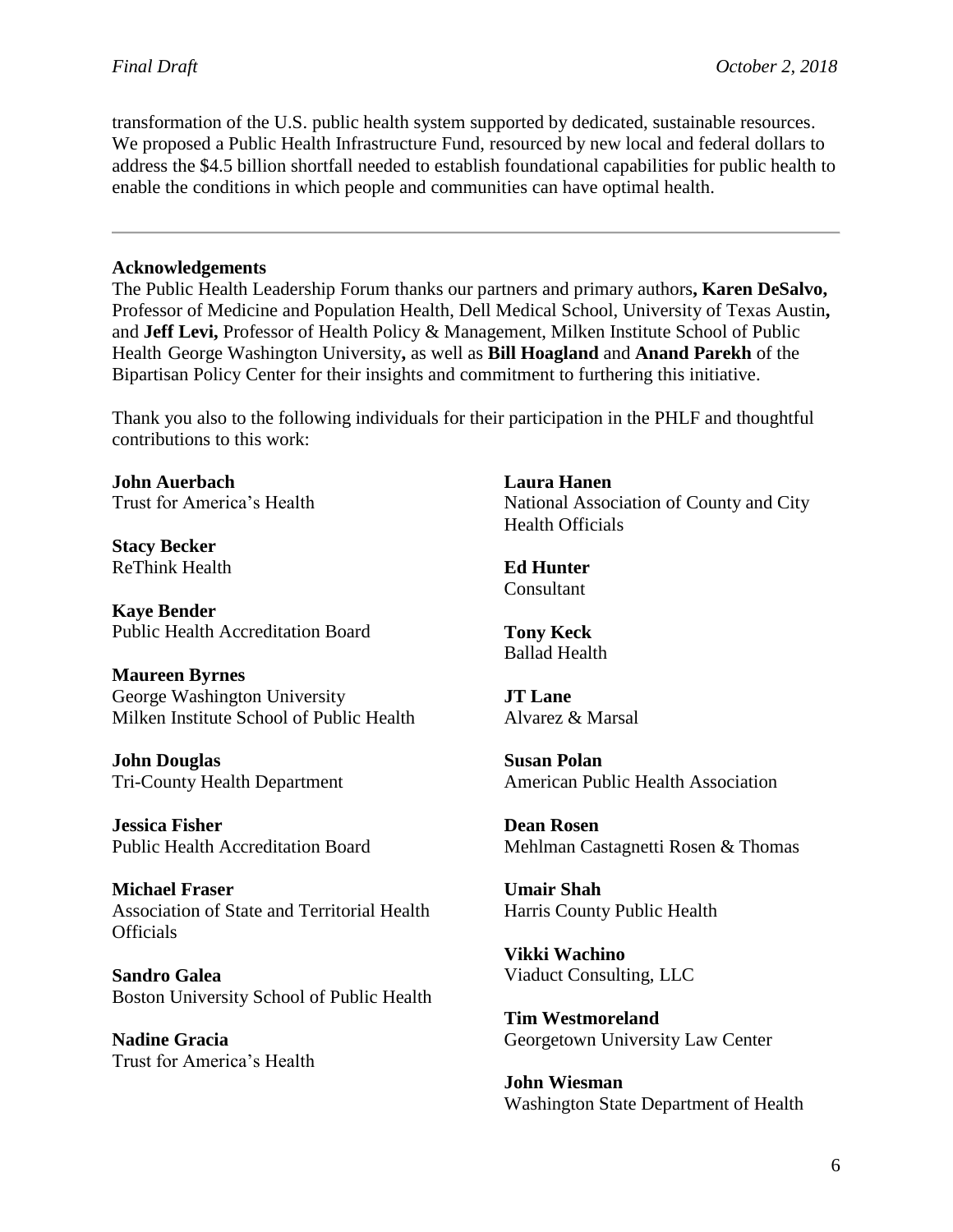transformation of the U.S. public health system supported by dedicated, sustainable resources. We proposed a Public Health Infrastructure Fund, resourced by new local and federal dollars to address the $4.5 billion shortfall needed to establish foundational capabilities for public health to enable the conditions in which people and communities can have optimal health.

---

**Acknowledgements**

The Public Health Leadership Forum thanks our partners and primary authors**, Karen DeSalvo,** Professor of Medicine and Population Health, Dell Medical School, University of Texas Austin**,** and **Jeff Levi,** Professor of Health Policy & Management, Milken Institute School of Public Health George Washington University**,** as well as **Bill Hoagland** and **Anand Parekh** of the Bipartisan Policy Center for their insights and commitment to furthering this initiative.

Thank you also to the following individuals for their participation in the PHLF and thoughtful contributions to this work:

**John Auerbach**
Trust for America's Health

**Stacy Becker**
ReThink Health

**Kaye Bender**
Public Health Accreditation Board

**Maureen Byrnes**
George Washington University
Milken Institute School of Public Health

**John Douglas**
Tri-County Health Department

**Jessica Fisher**
Public Health Accreditation Board

**Michael Fraser**
Association of State and Territorial Health Officials

**Sandro Galea**
Boston University School of Public Health

**Nadine Gracia**
Trust for America's Health

**Laura Hanen**
National Association of County and City Health Officials

**Ed Hunter**
Consultant

**Tony Keck**
Ballad Health

**JT Lane**
Alvarez & Marsal

**Susan Polan**
American Public Health Association

**Dean Rosen**
Mehlman Castagnetti Rosen & Thomas

**Umair Shah**
Harris County Public Health

**Vikki Wachino**
Viaduct Consulting, LLC

**Tim Westmoreland**
Georgetown University Law Center

**John Wiesman**
Washington State Department of Health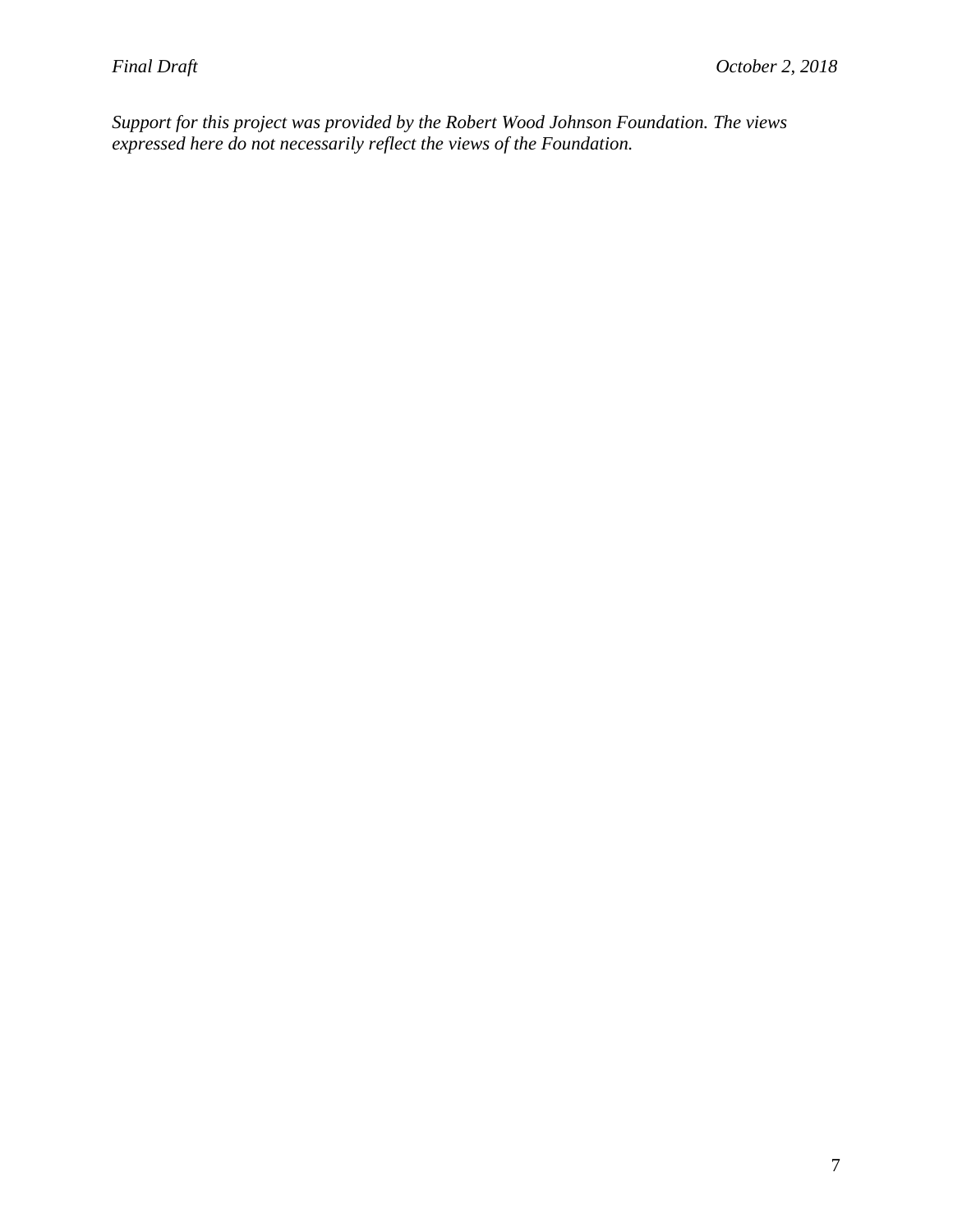*Support for this project was provided by the Robert Wood Johnson Foundation. The views expressed here do not necessarily reflect the views of the Foundation.*